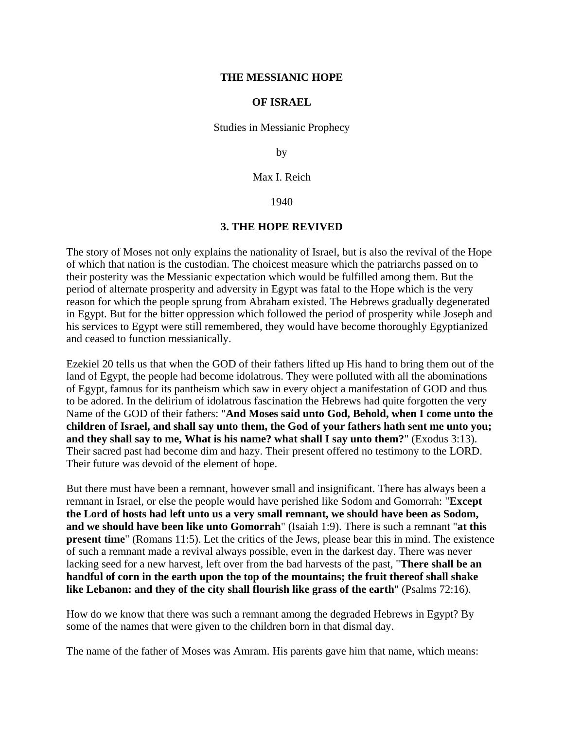**THE MESSIANIC HOPE**

**OF ISRAEL**

Studies in Messianic Prophecy

by

Max I. Reich

1940

## 3. THE HOPE REVIVED

The story of Moses not only explains the nationality of Israel, but is also the revival of the Hope of which that nation is the custodian. The choicest measure which the patriarchs passed on to their posterity was the Messianic expectation which would be fulfilled among them. But the period of alternate prosperity and adversity in Egypt was fatal to the Hope which is the very reason for which the people sprung from Abraham existed. The Hebrews gradually degenerated in Egypt. But for the bitter oppression which followed the period of prosperity while Joseph and his services to Egypt were still remembered, they would have become thoroughly Egyptianized and ceased to function messianically.

Ezekiel 20 tells us that when the GOD of their fathers lifted up His hand to bring them out of the land of Egypt, the people had become idolatrous. They were polluted with all the abominations of Egypt, famous for its pantheism which saw in every object a manifestation of GOD and thus to be adored. In the delirium of idolatrous fascination the Hebrews had quite forgotten the very Name of the GOD of their fathers: "**And Moses said unto God, Behold, when I come unto the children of Israel, and shall say unto them, the God of your fathers hath sent me unto you; and they shall say to me, What is his name? what shall I say unto them?**" (Exodus 3:13). Their sacred past had become dim and hazy. Their present offered no testimony to the LORD. Their future was devoid of the element of hope.

But there must have been a remnant, however small and insignificant. There has always been a remnant in Israel, or else the people would have perished like Sodom and Gomorrah: "**Except the Lord of hosts had left unto us a very small remnant, we should have been as Sodom, and we should have been like unto Gomorrah**" (Isaiah 1:9). There is such a remnant "**at this present time**" (Romans 11:5). Let the critics of the Jews, please bear this in mind. The existence of such a remnant made a revival always possible, even in the darkest day. There was never lacking seed for a new harvest, left over from the bad harvests of the past, "**There shall be an handful of corn in the earth upon the top of the mountains; the fruit thereof shall shake like Lebanon: and they of the city shall flourish like grass of the earth**" (Psalms 72:16).

How do we know that there was such a remnant among the degraded Hebrews in Egypt? By some of the names that were given to the children born in that dismal day.

The name of the father of Moses was Amram. His parents gave him that name, which means: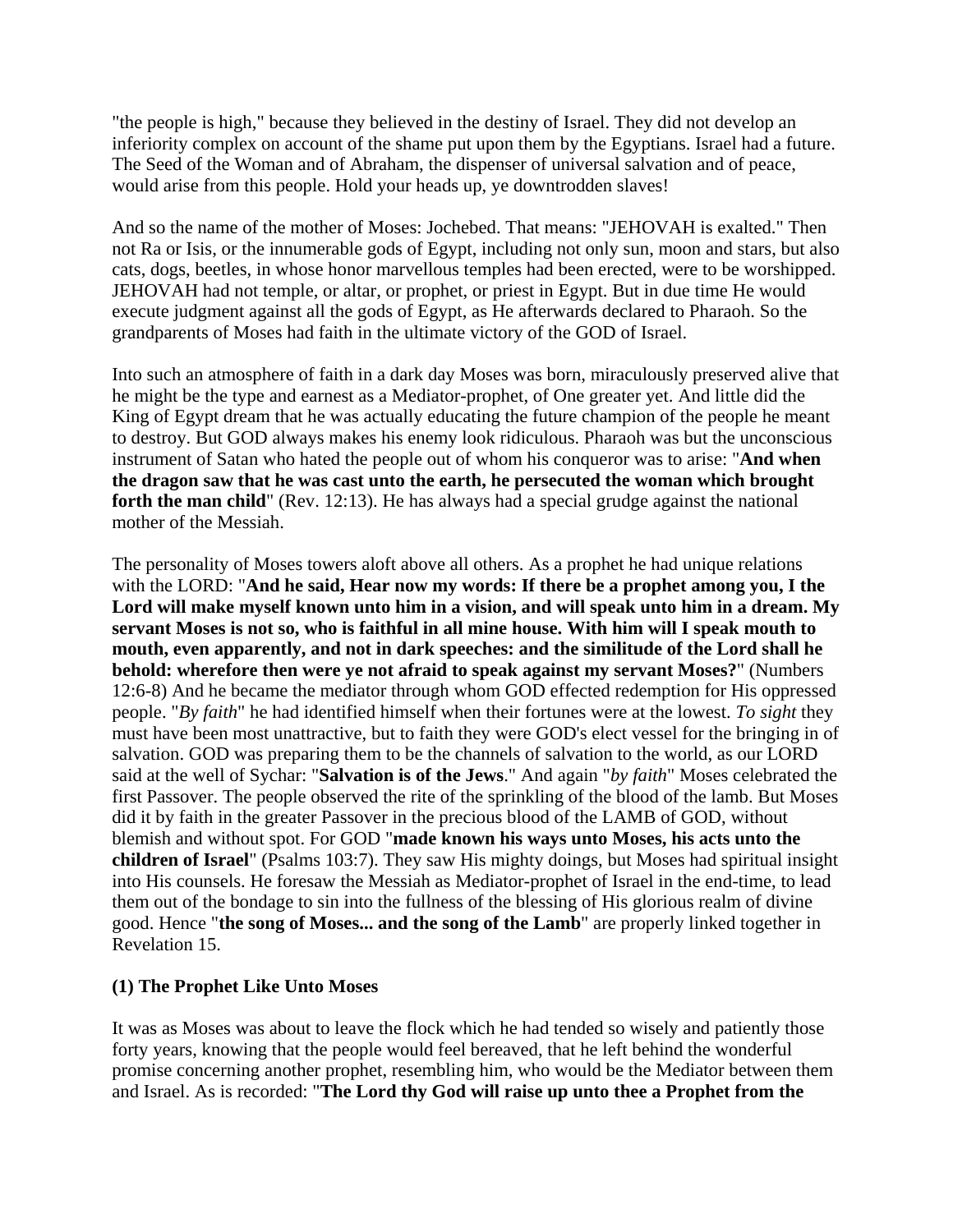"the people is high," because they believed in the destiny of Israel. They did not develop an inferiority complex on account of the shame put upon them by the Egyptians. Israel had a future. The Seed of the Woman and of Abraham, the dispenser of universal salvation and of peace, would arise from this people. Hold your heads up, ye downtrodden slaves!

And so the name of the mother of Moses: Jochebed. That means: "JEHOVAH is exalted." Then not Ra or Isis, or the innumerable gods of Egypt, including not only sun, moon and stars, but also cats, dogs, beetles, in whose honor marvellous temples had been erected, were to be worshipped. JEHOVAH had not temple, or altar, or prophet, or priest in Egypt. But in due time He would execute judgment against all the gods of Egypt, as He afterwards declared to Pharaoh. So the grandparents of Moses had faith in the ultimate victory of the GOD of Israel.

Into such an atmosphere of faith in a dark day Moses was born, miraculously preserved alive that he might be the type and earnest as a Mediator-prophet, of One greater yet. And little did the King of Egypt dream that he was actually educating the future champion of the people he meant to destroy. But GOD always makes his enemy look ridiculous. Pharaoh was but the unconscious instrument of Satan who hated the people out of whom his conqueror was to arise: "**And when the dragon saw that he was cast unto the earth, he persecuted the woman which brought forth the man child**" (Rev. 12:13). He has always had a special grudge against the national mother of the Messiah.

The personality of Moses towers aloft above all others. As a prophet he had unique relations with the LORD: "**And he said, Hear now my words: If there be a prophet among you, I the Lord will make myself known unto him in a vision, and will speak unto him in a dream. My servant Moses is not so, who is faithful in all mine house. With him will I speak mouth to mouth, even apparently, and not in dark speeches: and the similitude of the Lord shall he behold: wherefore then were ye not afraid to speak against my servant Moses?**" (Numbers 12:6-8) And he became the mediator through whom GOD effected redemption for His oppressed people. "*By faith*" he had identified himself when their fortunes were at the lowest. *To sight* they must have been most unattractive, but to faith they were GOD's elect vessel for the bringing in of salvation. GOD was preparing them to be the channels of salvation to the world, as our LORD said at the well of Sychar: "**Salvation is of the Jews**." And again "*by faith*" Moses celebrated the first Passover. The people observed the rite of the sprinkling of the blood of the lamb. But Moses did it by faith in the greater Passover in the precious blood of the LAMB of GOD, without blemish and without spot. For GOD "**made known his ways unto Moses, his acts unto the children of Israel**" (Psalms 103:7). They saw His mighty doings, but Moses had spiritual insight into His counsels. He foresaw the Messiah as Mediator-prophet of Israel in the end-time, to lead them out of the bondage to sin into the fullness of the blessing of His glorious realm of divine good. Hence "**the song of Moses... and the song of the Lamb**" are properly linked together in Revelation 15.

### (1) The Prophet Like Unto Moses

It was as Moses was about to leave the flock which he had tended so wisely and patiently those forty years, knowing that the people would feel bereaved, that he left behind the wonderful promise concerning another prophet, resembling him, who would be the Mediator between them and Israel. As is recorded: "**The Lord thy God will raise up unto thee a Prophet from the**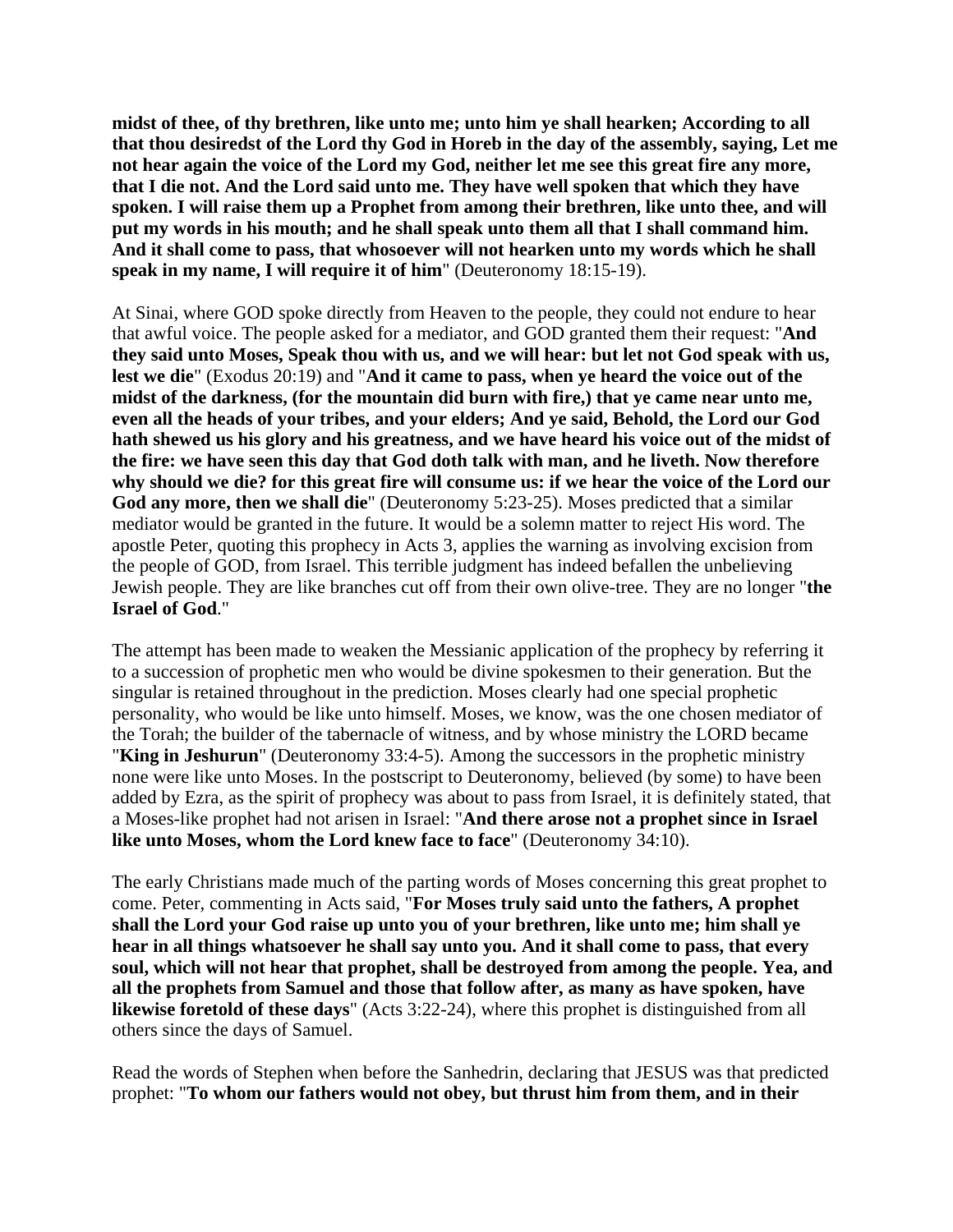**midst of thee, of thy brethren, like unto me; unto him ye shall hearken; According to all that thou desiredst of the Lord thy God in Horeb in the day of the assembly, saying, Let me not hear again the voice of the Lord my God, neither let me see this great fire any more, that I die not. And the Lord said unto me. They have well spoken that which they have spoken. I will raise them up a Prophet from among their brethren, like unto thee, and will put my words in his mouth; and he shall speak unto them all that I shall command him. And it shall come to pass, that whosoever will not hearken unto my words which he shall speak in my name, I will require it of him**" (Deuteronomy 18:15-19).

At Sinai, where GOD spoke directly from Heaven to the people, they could not endure to hear that awful voice. The people asked for a mediator, and GOD granted them their request: "**And they said unto Moses, Speak thou with us, and we will hear: but let not God speak with us, lest we die**" (Exodus 20:19) and "**And it came to pass, when ye heard the voice out of the midst of the darkness, (for the mountain did burn with fire,) that ye came near unto me, even all the heads of your tribes, and your elders; And ye said, Behold, the Lord our God hath shewed us his glory and his greatness, and we have heard his voice out of the midst of the fire: we have seen this day that God doth talk with man, and he liveth. Now therefore why should we die? for this great fire will consume us: if we hear the voice of the Lord our God any more, then we shall die**" (Deuteronomy 5:23-25). Moses predicted that a similar mediator would be granted in the future. It would be a solemn matter to reject His word. The apostle Peter, quoting this prophecy in Acts 3, applies the warning as involving excision from the people of GOD, from Israel. This terrible judgment has indeed befallen the unbelieving Jewish people. They are like branches cut off from their own olive-tree. They are no longer "**the Israel of God**."

The attempt has been made to weaken the Messianic application of the prophecy by referring it to a succession of prophetic men who would be divine spokesmen to their generation. But the singular is retained throughout in the prediction. Moses clearly had one special prophetic personality, who would be like unto himself. Moses, we know, was the one chosen mediator of the Torah; the builder of the tabernacle of witness, and by whose ministry the LORD became "**King in Jeshurun**" (Deuteronomy 33:4-5). Among the successors in the prophetic ministry none were like unto Moses. In the postscript to Deuteronomy, believed (by some) to have been added by Ezra, as the spirit of prophecy was about to pass from Israel, it is definitely stated, that a Moses-like prophet had not arisen in Israel: "**And there arose not a prophet since in Israel like unto Moses, whom the Lord knew face to face**" (Deuteronomy 34:10).

The early Christians made much of the parting words of Moses concerning this great prophet to come. Peter, commenting in Acts said, "**For Moses truly said unto the fathers, A prophet shall the Lord your God raise up unto you of your brethren, like unto me; him shall ye hear in all things whatsoever he shall say unto you. And it shall come to pass, that every soul, which will not hear that prophet, shall be destroyed from among the people. Yea, and all the prophets from Samuel and those that follow after, as many as have spoken, have likewise foretold of these days**" (Acts 3:22-24), where this prophet is distinguished from all others since the days of Samuel.

Read the words of Stephen when before the Sanhedrin, declaring that JESUS was that predicted prophet: "**To whom our fathers would not obey, but thrust him from them, and in their**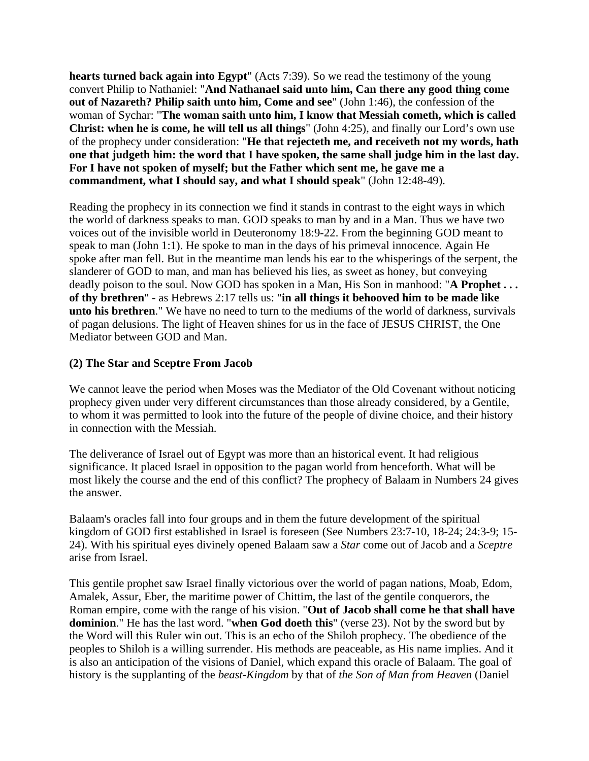**hearts turned back again into Egypt**" (Acts 7:39). So we read the testimony of the young convert Philip to Nathaniel: "**And Nathanael said unto him, Can there any good thing come out of Nazareth? Philip saith unto him, Come and see**" (John 1:46), the confession of the woman of Sychar: "**The woman saith unto him, I know that Messiah cometh, which is called Christ: when he is come, he will tell us all things**" (John 4:25), and finally our Lord's own use of the prophecy under consideration: "**He that rejecteth me, and receiveth not my words, hath one that judgeth him: the word that I have spoken, the same shall judge him in the last day. For I have not spoken of myself; but the Father which sent me, he gave me a commandment, what I should say, and what I should speak**" (John 12:48-49).

Reading the prophecy in its connection we find it stands in contrast to the eight ways in which the world of darkness speaks to man. GOD speaks to man by and in a Man. Thus we have two voices out of the invisible world in Deuteronomy 18:9-22. From the beginning GOD meant to speak to man (John 1:1). He spoke to man in the days of his primeval innocence. Again He spoke after man fell. But in the meantime man lends his ear to the whisperings of the serpent, the slanderer of GOD to man, and man has believed his lies, as sweet as honey, but conveying deadly poison to the soul. Now GOD has spoken in a Man, His Son in manhood: "**A Prophet . . . of thy brethren**" - as Hebrews 2:17 tells us: "**in all things it behooved him to be made like unto his brethren**." We have no need to turn to the mediums of the world of darkness, survivals of pagan delusions. The light of Heaven shines for us in the face of JESUS CHRIST, the One Mediator between GOD and Man.

**(2) The Star and Sceptre From Jacob**

We cannot leave the period when Moses was the Mediator of the Old Covenant without noticing prophecy given under very different circumstances than those already considered, by a Gentile, to whom it was permitted to look into the future of the people of divine choice, and their history in connection with the Messiah.

The deliverance of Israel out of Egypt was more than an historical event. It had religious significance. It placed Israel in opposition to the pagan world from henceforth. What will be most likely the course and the end of this conflict? The prophecy of Balaam in Numbers 24 gives the answer.

Balaam's oracles fall into four groups and in them the future development of the spiritual kingdom of GOD first established in Israel is foreseen (See Numbers 23:7-10, 18-24; 24:3-9; 15-24). With his spiritual eyes divinely opened Balaam saw a *Star* come out of Jacob and a *Sceptre* arise from Israel.

This gentile prophet saw Israel finally victorious over the world of pagan nations, Moab, Edom, Amalek, Assur, Eber, the maritime power of Chittim, the last of the gentile conquerors, the Roman empire, come with the range of his vision. "**Out of Jacob shall come he that shall have dominion**." He has the last word. "**when God doeth this**" (verse 23). Not by the sword but by the Word will this Ruler win out. This is an echo of the Shiloh prophecy. The obedience of the peoples to Shiloh is a willing surrender. His methods are peaceable, as His name implies. And it is also an anticipation of the visions of Daniel, which expand this oracle of Balaam. The goal of history is the supplanting of the *beast-Kingdom* by that of *the Son of Man from Heaven* (Daniel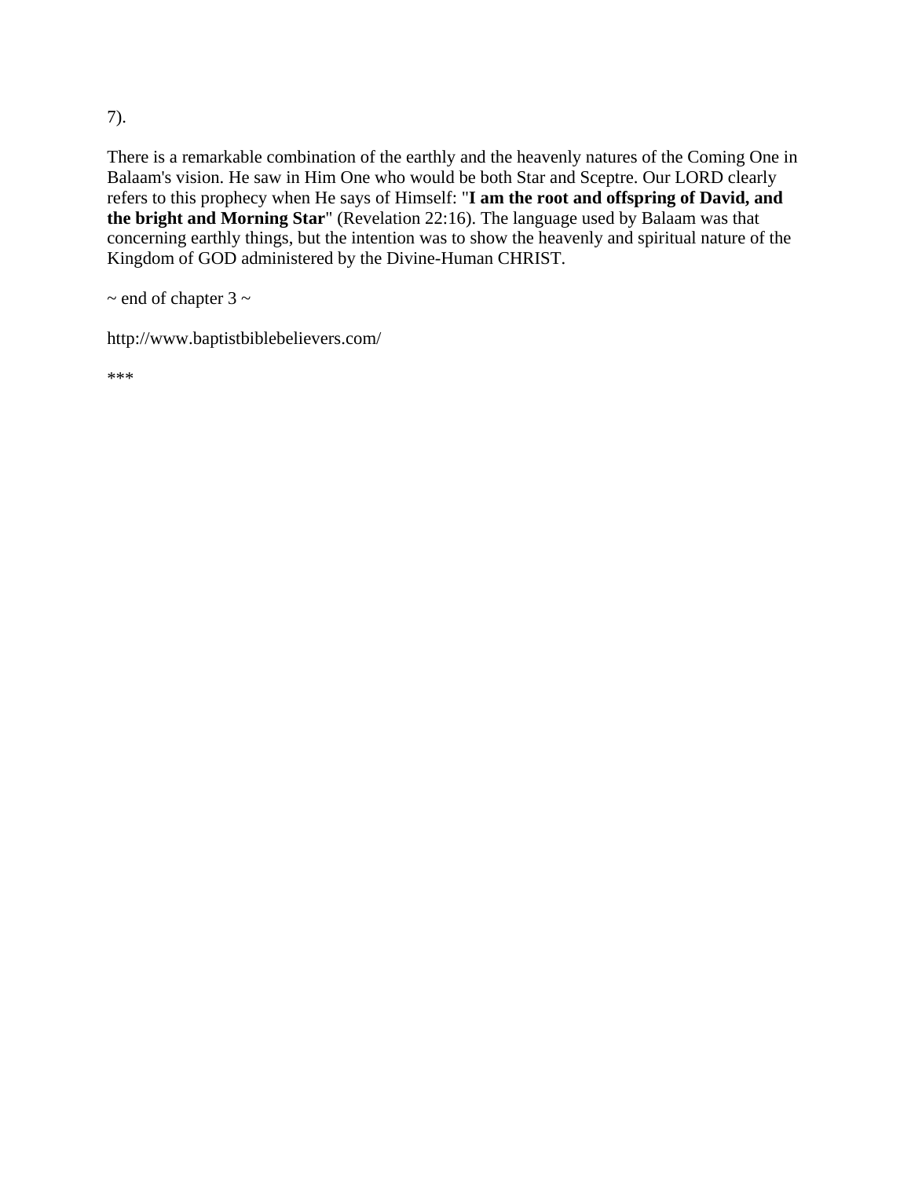7).

There is a remarkable combination of the earthly and the heavenly natures of the Coming One in Balaam's vision. He saw in Him One who would be both Star and Sceptre. Our LORD clearly refers to this prophecy when He says of Himself: "**I am the root and offspring of David, and the bright and Morning Star**" (Revelation 22:16). The language used by Balaam was that concerning earthly things, but the intention was to show the heavenly and spiritual nature of the Kingdom of GOD administered by the Divine-Human CHRIST.

~ end of chapter 3 ~

http://www.baptistbiblebelievers.com/

***